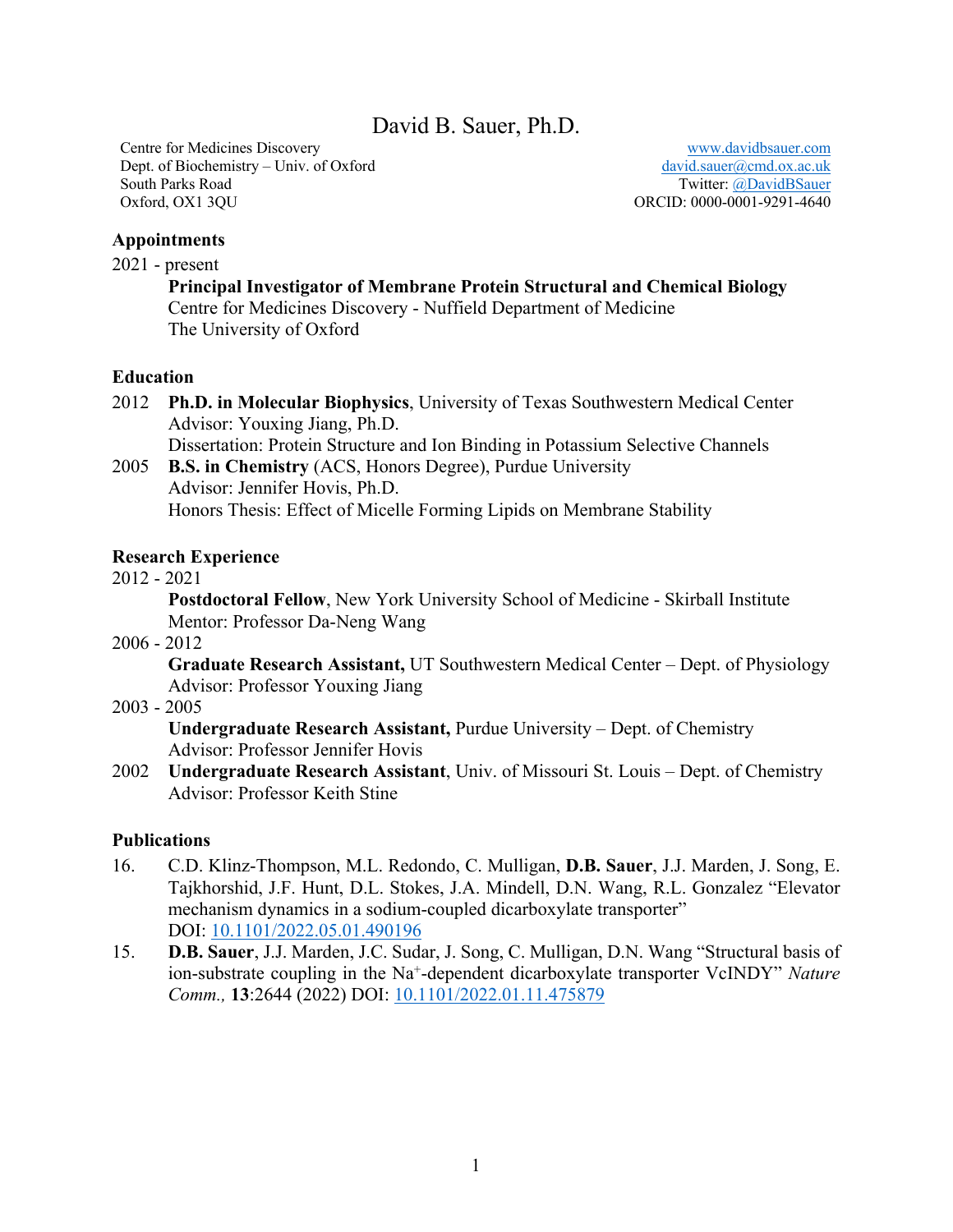# David B. Sauer, Ph.D.

Centre for Medicines Discovery
Dept. of Biochemistry – Univ. of Oxford
South Parks Road
Oxford, OX1 3QU

www.davidbsauer.com
david.sauer@cmd.ox.ac.uk
Twitter: @DavidBSauer
ORCID: 0000-0001-9291-4640

## Appointments

2021 - present
**Principal Investigator of Membrane Protein Structural and Chemical Biology**
Centre for Medicines Discovery - Nuffield Department of Medicine
The University of Oxford

## Education

2012 **Ph.D. in Molecular Biophysics**, University of Texas Southwestern Medical Center
Advisor: Youxing Jiang, Ph.D.
Dissertation: Protein Structure and Ion Binding in Potassium Selective Channels

2005 **B.S. in Chemistry** (ACS, Honors Degree), Purdue University
Advisor: Jennifer Hovis, Ph.D.
Honors Thesis: Effect of Micelle Forming Lipids on Membrane Stability

## Research Experience

2012 - 2021
**Postdoctoral Fellow**, New York University School of Medicine - Skirball Institute
Mentor: Professor Da-Neng Wang

2006 - 2012
**Graduate Research Assistant,** UT Southwestern Medical Center – Dept. of Physiology
Advisor: Professor Youxing Jiang

2003 - 2005
**Undergraduate Research Assistant,** Purdue University – Dept. of Chemistry
Advisor: Professor Jennifer Hovis

2002 **Undergraduate Research Assistant**, Univ. of Missouri St. Louis – Dept. of Chemistry
Advisor: Professor Keith Stine

## Publications

16. C.D. Klinz-Thompson, M.L. Redondo, C. Mulligan, **D.B. Sauer**, J.J. Marden, J. Song, E. Tajkhorshid, J.F. Hunt, D.L. Stokes, J.A. Mindell, D.N. Wang, R.L. Gonzalez "Elevator mechanism dynamics in a sodium-coupled dicarboxylate transporter" DOI: 10.1101/2022.05.01.490196

15. **D.B. Sauer**, J.J. Marden, J.C. Sudar, J. Song, C. Mulligan, D.N. Wang "Structural basis of ion-substrate coupling in the $Na^{+}$-dependent dicarboxylate transporter VcINDY" *Nature Comm.,* **13**:2644 (2022) DOI: 10.1101/2022.01.11.475879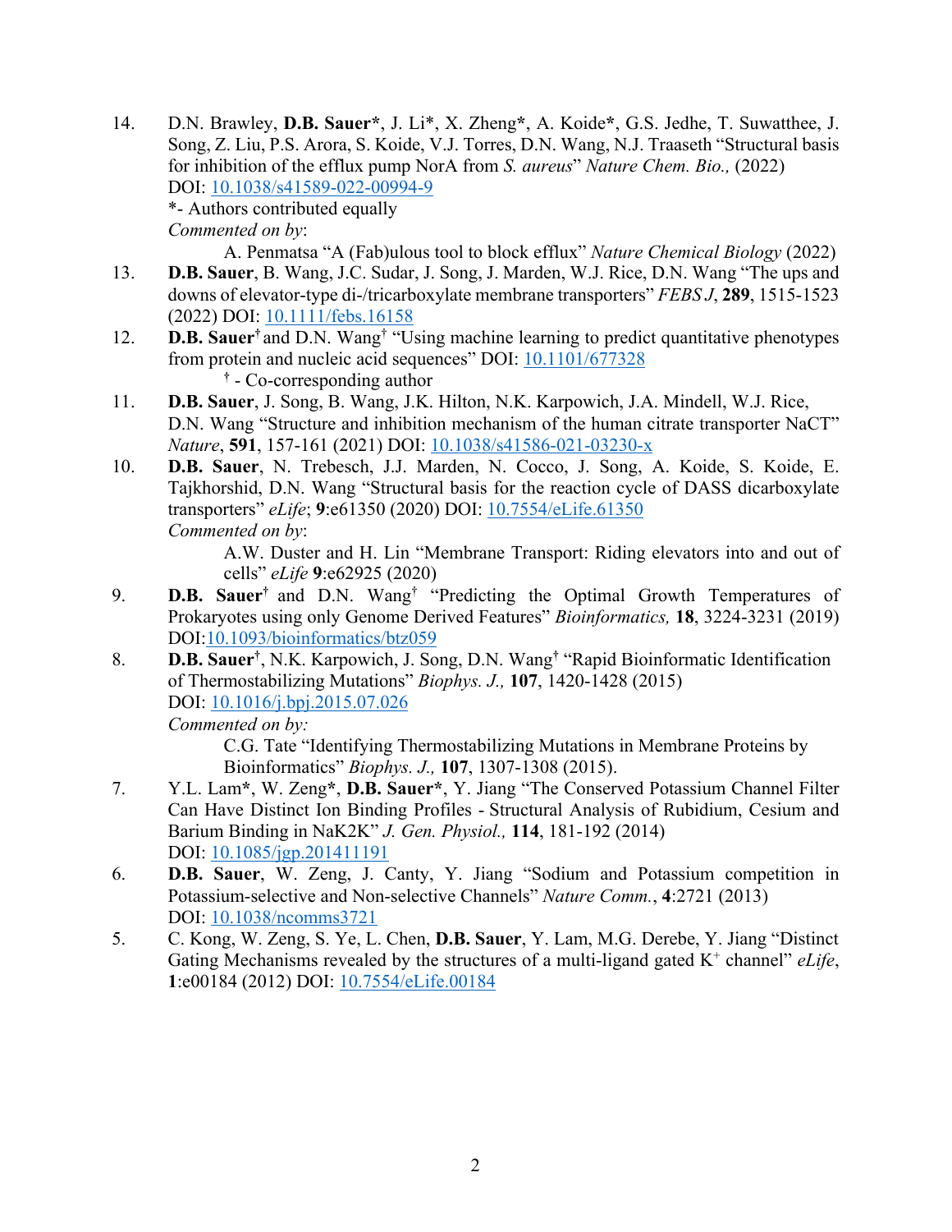14. D.N. Brawley, **D.B. Sauer***, J. Li*, X. Zheng*, A. Koide*, G.S. Jedhe, T. Suwatthee, J. Song, Z. Liu, P.S. Arora, S. Koide, V.J. Torres, D.N. Wang, N.J. Traaseth "Structural basis for inhibition of the efflux pump NorA from *S. aureus*" *Nature Chem. Bio.,* (2022) DOI: 10.1038/s41589-022-00994-9
    *- Authors contributed equally
    *Commented on by*:
    A. Penmatsa "A (Fab)ulous tool to block efflux" *Nature Chemical Biology* (2022)
13. **D.B. Sauer**, B. Wang, J.C. Sudar, J. Song, J. Marden, W.J. Rice, D.N. Wang "The ups and downs of elevator-type di-/tricarboxylate membrane transporters" *FEBS J*, **289**, 1515-1523 (2022) DOI: 10.1111/febs.16158
12. **D.B. Sauer**[†] and D.N. Wang[†] "Using machine learning to predict quantitative phenotypes from protein and nucleic acid sequences" DOI: 10.1101/677328
    [†] - Co-corresponding author
11. **D.B. Sauer**, J. Song, B. Wang, J.K. Hilton, N.K. Karpowich, J.A. Mindell, W.J. Rice, D.N. Wang "Structure and inhibition mechanism of the human citrate transporter NaCT" *Nature*, **591**, 157-161 (2021) DOI: 10.1038/s41586-021-03230-x
10. **D.B. Sauer**, N. Trebesch, J.J. Marden, N. Cocco, J. Song, A. Koide, S. Koide, E. Tajkhorshid, D.N. Wang "Structural basis for the reaction cycle of DASS dicarboxylate transporters" *eLife*; **9**:e61350 (2020) DOI: 10.7554/eLife.61350
    *Commented on by*:
    A.W. Duster and H. Lin "Membrane Transport: Riding elevators into and out of cells" *eLife* **9**:e62925 (2020)
9. **D.B. Sauer**[†] and D.N. Wang[†] "Predicting the Optimal Growth Temperatures of Prokaryotes using only Genome Derived Features" *Bioinformatics,* **18**, 3224-3231 (2019) DOI:10.1093/bioinformatics/btz059
8. **D.B. Sauer**[†], N.K. Karpowich, J. Song, D.N. Wang[†] "Rapid Bioinformatic Identification of Thermostabilizing Mutations" *Biophys. J.,* **107**, 1420-1428 (2015) DOI: 10.1016/j.bpj.2015.07.026
    *Commented on by:*
    C.G. Tate "Identifying Thermostabilizing Mutations in Membrane Proteins by Bioinformatics" *Biophys. J.,* **107**, 1307-1308 (2015).
7. Y.L. Lam*, W. Zeng*, **D.B. Sauer***, Y. Jiang "The Conserved Potassium Channel Filter Can Have Distinct Ion Binding Profiles - Structural Analysis of Rubidium, Cesium and Barium Binding in NaK2K" *J. Gen. Physiol.,* **114**, 181-192 (2014) DOI: 10.1085/jgp.201411191
6. **D.B. Sauer**, W. Zeng, J. Canty, Y. Jiang "Sodium and Potassium competition in Potassium-selective and Non-selective Channels" *Nature Comm.*, **4**:2721 (2013) DOI: 10.1038/ncomms3721
5. C. Kong, W. Zeng, S. Ye, L. Chen, **D.B. Sauer**, Y. Lam, M.G. Derebe, Y. Jiang "Distinct Gating Mechanisms revealed by the structures of a multi-ligand gated $K^+$ channel" *eLife*, **1**:e00184 (2012) DOI: 10.7554/eLife.00184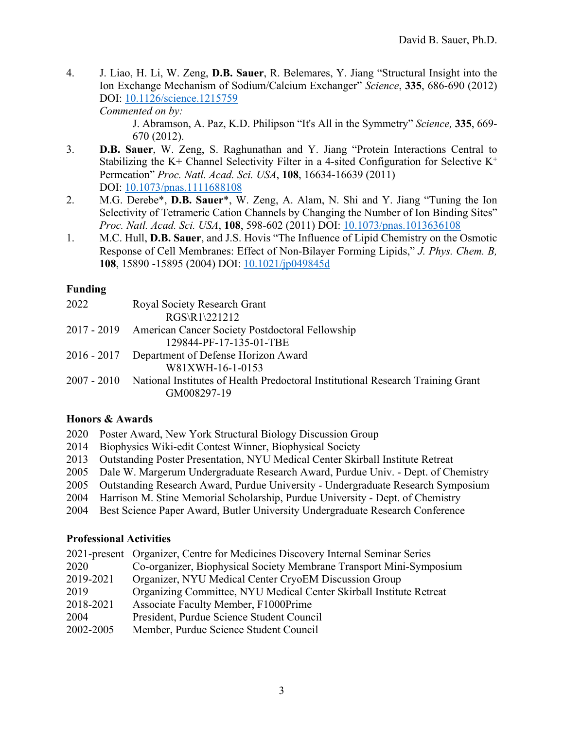4. J. Liao, H. Li, W. Zeng, **D.B. Sauer**, R. Belemares, Y. Jiang "Structural Insight into the Ion Exchange Mechanism of Sodium/Calcium Exchanger" *Science*, **335**, 686-690 (2012) DOI: [10.1126/science.1215759](https://doi.org/10.1126/science.1215759)
   *Commented on by:*
   J. Abramson, A. Paz, K.D. Philipson "It's All in the Symmetry" *Science,* **335**, 669-670 (2012).
3. **D.B. Sauer**, W. Zeng, S. Raghunathan and Y. Jiang "Protein Interactions Central to Stabilizing the K+ Channel Selectivity Filter in a 4-sited Configuration for Selective $K^+$ Permeation" *Proc. Natl. Acad. Sci. USA*, **108**, 16634-16639 (2011) DOI: [10.1073/pnas.1111688108](https://doi.org/10.1073/pnas.1111688108)
2. M.G. Derebe*, **D.B. Sauer***, W. Zeng, A. Alam, N. Shi and Y. Jiang "Tuning the Ion Selectivity of Tetrameric Cation Channels by Changing the Number of Ion Binding Sites" *Proc. Natl. Acad. Sci. USA*, **108**, 598-602 (2011) DOI: [10.1073/pnas.1013636108](https://doi.org/10.1073/pnas.1013636108)
1. M.C. Hull, **D.B. Sauer**, and J.S. Hovis "The Influence of Lipid Chemistry on the Osmotic Response of Cell Membranes: Effect of Non-Bilayer Forming Lipids," *J. Phys. Chem. B,* **108**, 15890 -15895 (2004) DOI: [10.1021/jp049845d](https://doi.org/10.1021/jp049845d)

## Funding

2022 Royal Society Research Grant
RGS\R1\221212

2017 - 2019 American Cancer Society Postdoctoral Fellowship
129844-PF-17-135-01-TBE

2016 - 2017 Department of Defense Horizon Award
W81XWH-16-1-0153

2007 - 2010 National Institutes of Health Predoctoral Institutional Research Training Grant
GM008297-19

## Honors & Awards

2020 Poster Award, New York Structural Biology Discussion Group
2014 Biophysics Wiki-edit Contest Winner, Biophysical Society
2013 Outstanding Poster Presentation, NYU Medical Center Skirball Institute Retreat
2005 Dale W. Margerum Undergraduate Research Award, Purdue Univ. - Dept. of Chemistry
2005 Outstanding Research Award, Purdue University - Undergraduate Research Symposium
2004 Harrison M. Stine Memorial Scholarship, Purdue University - Dept. of Chemistry
2004 Best Science Paper Award, Butler University Undergraduate Research Conference

## Professional Activities

2021-present Organizer, Centre for Medicines Discovery Internal Seminar Series
2020 Co-organizer, Biophysical Society Membrane Transport Mini-Symposium
2019-2021 Organizer, NYU Medical Center CryoEM Discussion Group
2019 Organizing Committee, NYU Medical Center Skirball Institute Retreat
2018-2021 Associate Faculty Member, F1000Prime
2004 President, Purdue Science Student Council
2002-2005 Member, Purdue Science Student Council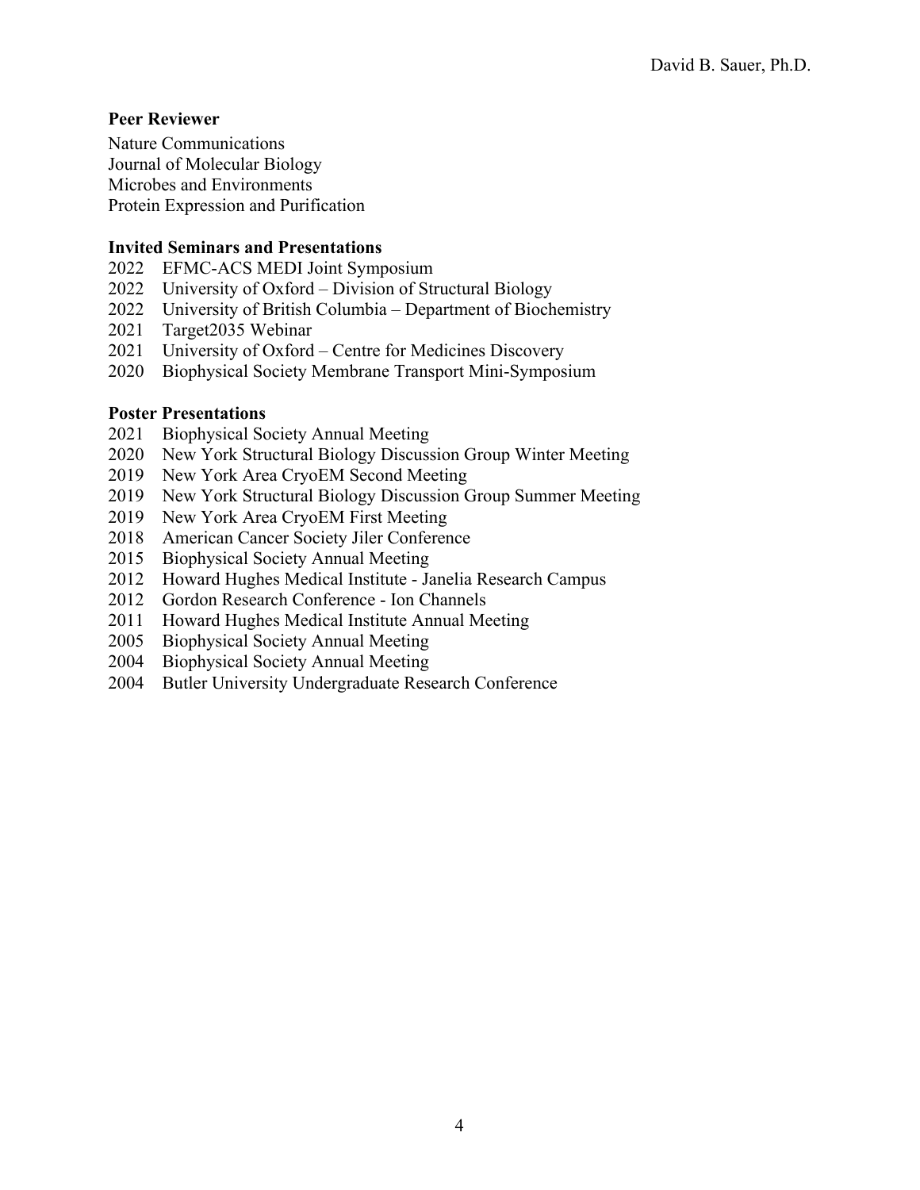### Peer Reviewer

Nature Communications
Journal of Molecular Biology
Microbes and Environments
Protein Expression and Purification

### Invited Seminars and Presentations

2022 EFMC-ACS MEDI Joint Symposium
2022 University of Oxford – Division of Structural Biology
2022 University of British Columbia – Department of Biochemistry
2021 Target2035 Webinar
2021 University of Oxford – Centre for Medicines Discovery
2020 Biophysical Society Membrane Transport Mini-Symposium

### Poster Presentations

2021 Biophysical Society Annual Meeting
2020 New York Structural Biology Discussion Group Winter Meeting
2019 New York Area CryoEM Second Meeting
2019 New York Structural Biology Discussion Group Summer Meeting
2019 New York Area CryoEM First Meeting
2018 American Cancer Society Jiler Conference
2015 Biophysical Society Annual Meeting
2012 Howard Hughes Medical Institute - Janelia Research Campus
2012 Gordon Research Conference - Ion Channels
2011 Howard Hughes Medical Institute Annual Meeting
2005 Biophysical Society Annual Meeting
2004 Biophysical Society Annual Meeting
2004 Butler University Undergraduate Research Conference